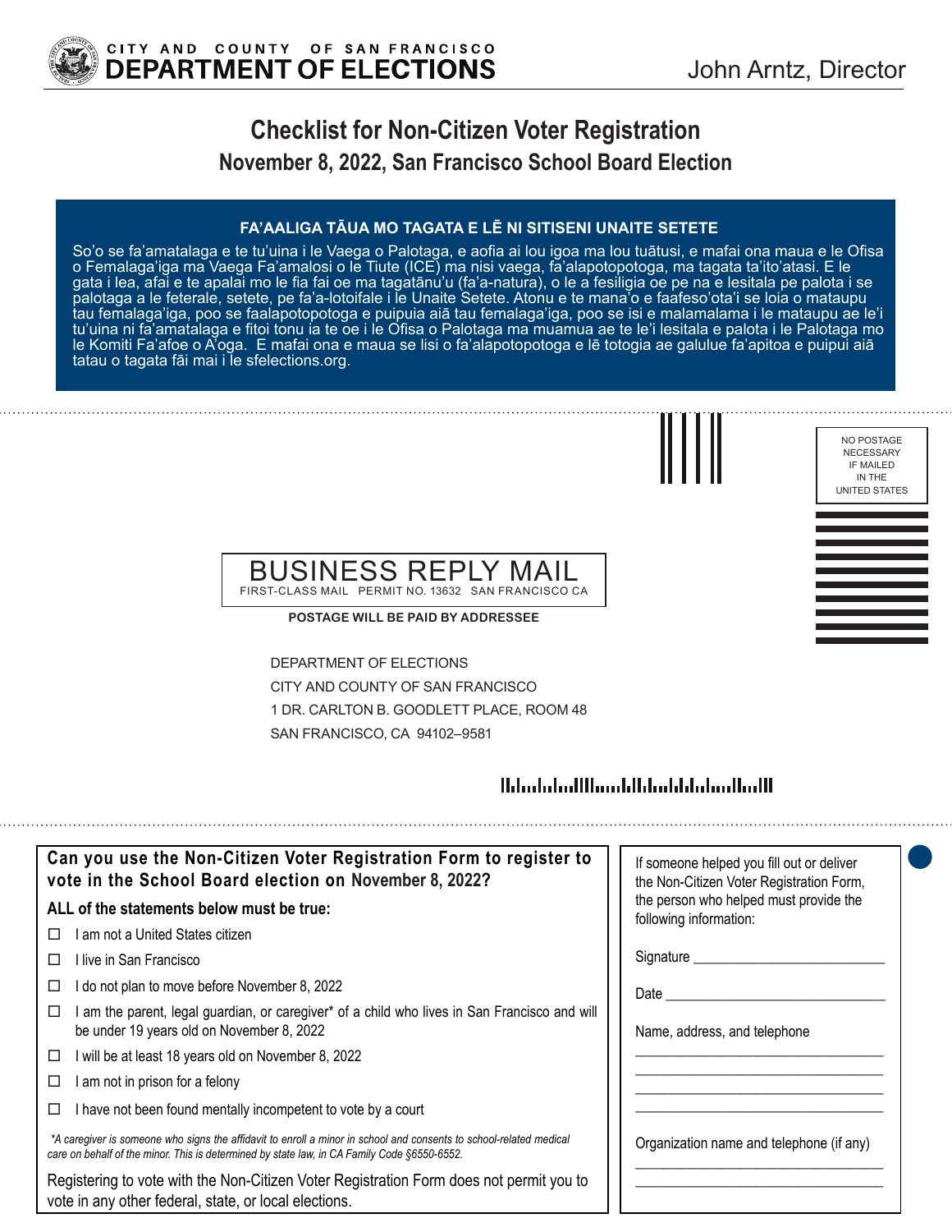CITY AND COUNTY OF SAN FRANCISCO
**DEPARTMENT OF ELECTIONS**

John Arntz, Director

# Checklist for Non-Citizen Voter Registration

## November 8, 2022, San Francisco School Board Election

**FA'AALIGA TĀUA MO TAGATA E LĒ NI SITISENI UNAITE SETETE**

So'o se fa'amatalaga e te tu'uina i le Vaega o Palotaga, e aofia ai lou igoa ma lou tuātusi, e mafai ona maua e le Ofisa o Femalaga'iga ma Vaega Fa'amalosi o le Tiute (ICE) ma nisi vaega, fa'alapotopotoga, ma tagata ta'ito'atasi. E le gata i lea, afai e te apalai mo le fia fai oe ma tagatānu'u (fa'a-natura), o le a fesiligia oe pe na e lesitala pe palota i se palotaga a le feterale, setete, pe fa'a-lotoifale i le Unaite Setete. Atonu e te mana'o e faafeso'ota'i se loia o mataupu tau femalaga'iga, poo se faalapotopotoga e puipuia aiā tau femalaga'iga, poo se isi e malamalama i le mataupu ae le'i tu'uina ni fa'amatalaga e fitoi tonu ia te oe i le Ofisa o Palotaga ma muamua ae te le'i lesitala e palota i le Palotaga mo le Komiti Fa'afoe o A'oga. E mafai ona e maua se lisi o fa'alapotopotoga e lē totogia ae galulue fa'apitoa e puipui aiā tatau o tagata fāi mai i le sfelections.org.

NO POSTAGE NECESSARY IF MAILED IN THE UNITED STATES

BUSINESS REPLY MAIL
FIRST-CLASS MAIL PERMIT NO. 13632 SAN FRANCISCO CA

**POSTAGE WILL BE PAID BY ADDRESSEE**

DEPARTMENT OF ELECTIONS
CITY AND COUNTY OF SAN FRANCISCO
1 DR. CARLTON B. GOODLETT PLACE, ROOM 48
SAN FRANCISCO, CA 94102–9581

### Can you use the Non-Citizen Voter Registration Form to register to vote in the School Board election on November 8, 2022?

**ALL of the statements below must be true:**

- ☐ I am not a United States citizen
- ☐ I live in San Francisco
- ☐ I do not plan to move before November 8, 2022
- ☐ I am the parent, legal guardian, or caregiver* of a child who lives in San Francisco and will be under 19 years old on November 8, 2022
- ☐ I will be at least 18 years old on November 8, 2022
- ☐ I am not in prison for a felony
- ☐ I have not been found mentally incompetent to vote by a court

*\*A caregiver is someone who signs the affidavit to enroll a minor in school and consents to school-related medical care on behalf of the minor. This is determined by state law, in CA Family Code §6550-6552.*

Registering to vote with the Non-Citizen Voter Registration Form does not permit you to vote in any other federal, state, or local elections.

If someone helped you fill out or deliver the Non-Citizen Voter Registration Form, the person who helped must provide the following information:

Signature ___________________________

Date ___________________________

Name, address, and telephone

___________________________
___________________________
___________________________
___________________________

Organization name and telephone (if any)

___________________________
___________________________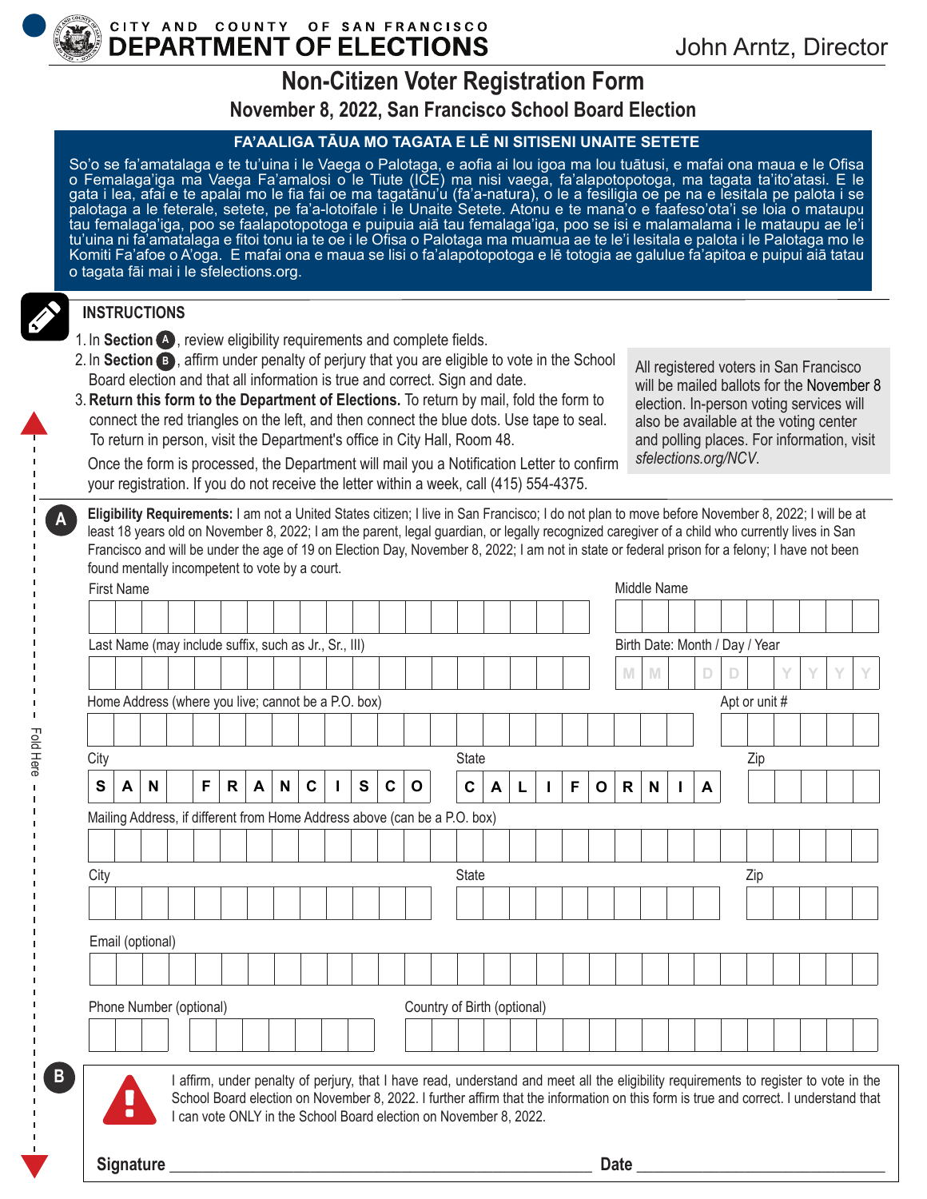CITY AND COUNTY OF SAN FRANCISCO
**DEPARTMENT OF ELECTIONS**

John Arntz, Director

# Non-Citizen Voter Registration Form

## November 8, 2022, San Francisco School Board Election

**FA'AALIGA TĀUA MO TAGATA E LĒ NI SITISENI UNAITE SETETE**

So'o se fa'amatalaga e te tu'uina i le Vaega o Palotaga, e aofia ai lou igoa ma lou tuātusi, e mafai ona maua e le Ofisa o Femalaga'iga ma Vaega Fa'amalosi o le Tiute (ICE) ma nisi vaega, fa'alapotopotoga, ma tagata ta'ito'atasi. E le gata i lea, afai e te apalai mo le fia fai oe ma tagatānu'u (fa'a-natura), o le a fesiligia oe pe na e lesitala pe palota i se palotaga a le feterale, setete, pe fa'a-lotoifale i le Unaite Setete. Atonu e te mana'o e faafeso'ota'i se loia o mataupu tau femalaga'iga, poo se faalapotopotoga e puipuia aiā tau femalaga'iga, poo se isi e malamalama i le mataupu ae le'i tu'uina ni fa'amatalaga e fitoi tonu ia te oe i le Ofisa o Palotaga ma muamua ae te le'i lesitala e palota i le Palotaga mo le Komiti Fa'afoe o A'oga. E mafai ona e maua se lisi o fa'alapotopotoga e lē totogia ae galulue fa'apitoa e puipui aiā tatau o tagata fāi mai i le sfelections.org.

### INSTRUCTIONS

1. In **Section A**, review eligibility requirements and complete fields.
2. In **Section B**, affirm under penalty of perjury that you are eligible to vote in the School Board election and that all information is true and correct. Sign and date.
3. **Return this form to the Department of Elections.** To return by mail, fold the form to connect the red triangles on the left, and then connect the blue dots. Use tape to seal. To return in person, visit the Department's office in City Hall, Room 48.

Once the form is processed, the Department will mail you a Notification Letter to confirm your registration. If you do not receive the letter within a week, call (415) 554-4375.

All registered voters in San Francisco will be mailed ballots for the November 8 election. In-person voting services will also be available at the voting center and polling places. For information, visit *sfelections.org/NCV*.

Fold Here

**A**

**Eligibility Requirements:** I am not a United States citizen; I live in San Francisco; I do not plan to move before November 8, 2022; I will be at least 18 years old on November 8, 2022; I am the parent, legal guardian, or legally recognized caregiver of a child who currently lives in San Francisco and will be under the age of 19 on Election Day, November 8, 2022; I am not in state or federal prison for a felony; I have not been found mentally incompetent to vote by a court.

First Name ____________________ Middle Name ____________________

Last Name (may include suffix, such as Jr., Sr., III) ____________________ Birth Date: Month / Day / Year M M / D D / Y Y Y Y

Home Address (where you live; cannot be a P.O. box) ____________________ Apt or unit # ________

City: SAN FRANCISCO State: CALIFORNIA Zip ________

Mailing Address, if different from Home Address above (can be a P.O. box) ____________________

City ____________________ State ____________________ Zip ________

Email (optional) ____________________

Phone Number (optional) ____________________ Country of Birth (optional) ____________________

**B**

I affirm, under penalty of perjury, that I have read, understand and meet all the eligibility requirements to register to vote in the School Board election on November 8, 2022. I further affirm that the information on this form is true and correct. I understand that I can vote ONLY in the School Board election on November 8, 2022.

**Signature** ______________________________ **Date** ____________________